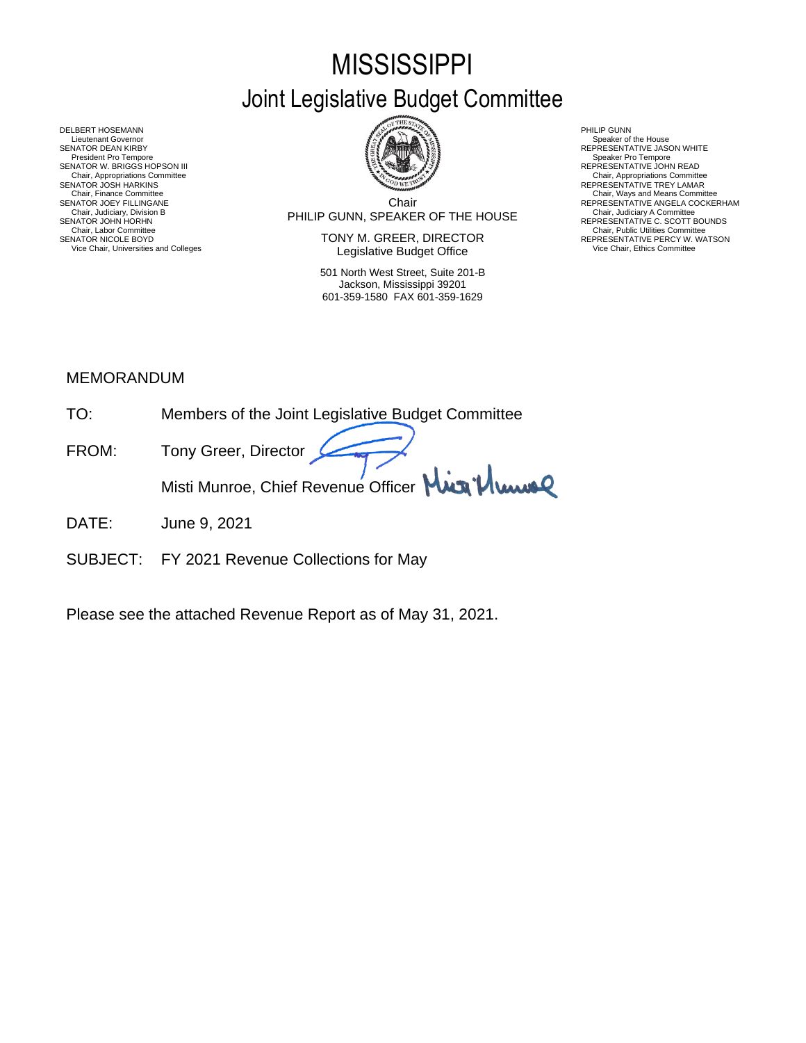# MISSISSIPPI

## Joint Legislative Budget Committee

DELBERT HOSEMANN
Lieutenant Governor
SENATOR DEAN KIRBY
President Pro Tempore
SENATOR W. BRIGGS HOPSON III
Chair, Appropriations Committee
SENATOR JOSH HARKINS
Chair, Finance Committee
SENATOR JOEY FILLINGANE
Chair, Judiciary, Division B
SENATOR JOHN HORHN
Chair, Labor Committee
SENATOR NICOLE BOYD
Vice Chair, Universities and Colleges

Chair
PHILIP GUNN, SPEAKER OF THE HOUSE

TONY M. GREER, DIRECTOR
Legislative Budget Office

501 North West Street, Suite 201-B
Jackson, Mississippi 39201
601-359-1580 FAX 601-359-1629

PHILIP GUNN
Speaker of the House
REPRESENTATIVE JASON WHITE
Speaker Pro Tempore
REPRESENTATIVE JOHN READ
Chair, Appropriations Committee
REPRESENTATIVE TREY LAMAR
Chair, Ways and Means Committee
REPRESENTATIVE ANGELA COCKERHAM
Chair, Judiciary A Committee
REPRESENTATIVE C. SCOTT BOUNDS
Chair, Public Utilities Committee
REPRESENTATIVE PERCY W. WATSON
Vice Chair, Ethics Committee

MEMORANDUM

TO: Members of the Joint Legislative Budget Committee

FROM: Tony Greer, Director

Misti Munroe, Chief Revenue Officer

DATE: June 9, 2021

SUBJECT: FY 2021 Revenue Collections for May

Please see the attached Revenue Report as of May 31, 2021.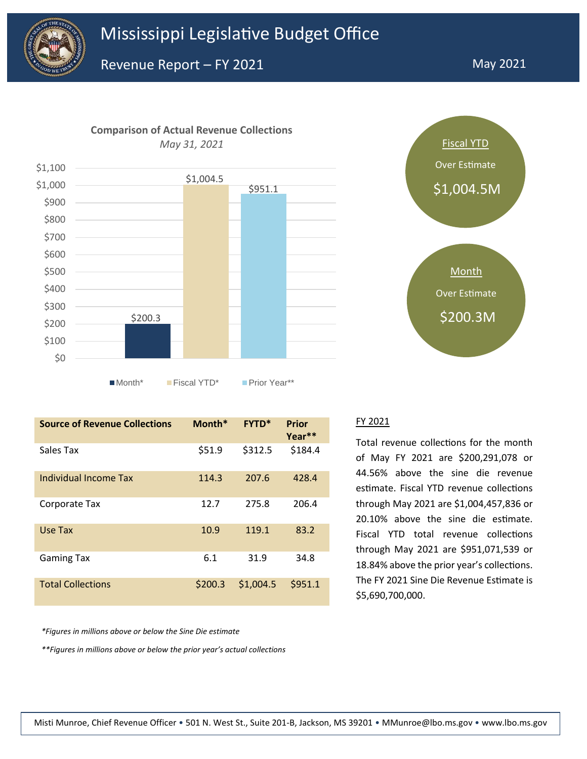# Mississippi Legislative Budget Office

## Revenue Report – FY 2021

May 2021

**Comparison of Actual Revenue Collections**
*May 31, 2021*

| | Month* | Fiscal YTD* | Prior Year** |
|---|---|---|---|
| Amount | $200.3 | $1,004.5 | $951.1 |

**Fiscal YTD**
Over Estimate
$1,004.5M

**Month**
Over Estimate
$200.3M

| Source of Revenue Collections | Month* | FYTD* | Prior Year** |
|---|---|---|---|
| Sales Tax | $51.9 | $312.5 | $184.4 |
| Individual Income Tax | 114.3 | 207.6 | 428.4 |
| Corporate Tax | 12.7 | 275.8 | 206.4 |
| Use Tax | 10.9 | 119.1 | 83.2 |
| Gaming Tax | 6.1 | 31.9 | 34.8 |
| Total Collections | $200.3 | $1,004.5 | $951.1 |

*\*Figures in millions above or below the Sine Die estimate*

*\*\*Figures in millions above or below the prior year's actual collections*

### FY 2021

Total revenue collections for the month of May FY 2021 are $200,291,078 or 44.56% above the sine die revenue estimate. Fiscal YTD revenue collections through May 2021 are $1,004,457,836 or 20.10% above the sine die estimate. Fiscal YTD total revenue collections through May 2021 are $951,071,539 or 18.84% above the prior year's collections. The FY 2021 Sine Die Revenue Estimate is $5,690,700,000.

Misti Munroe, Chief Revenue Officer • 501 N. West St., Suite 201-B, Jackson, MS 39201 • MMunroe@lbo.ms.gov • www.lbo.ms.gov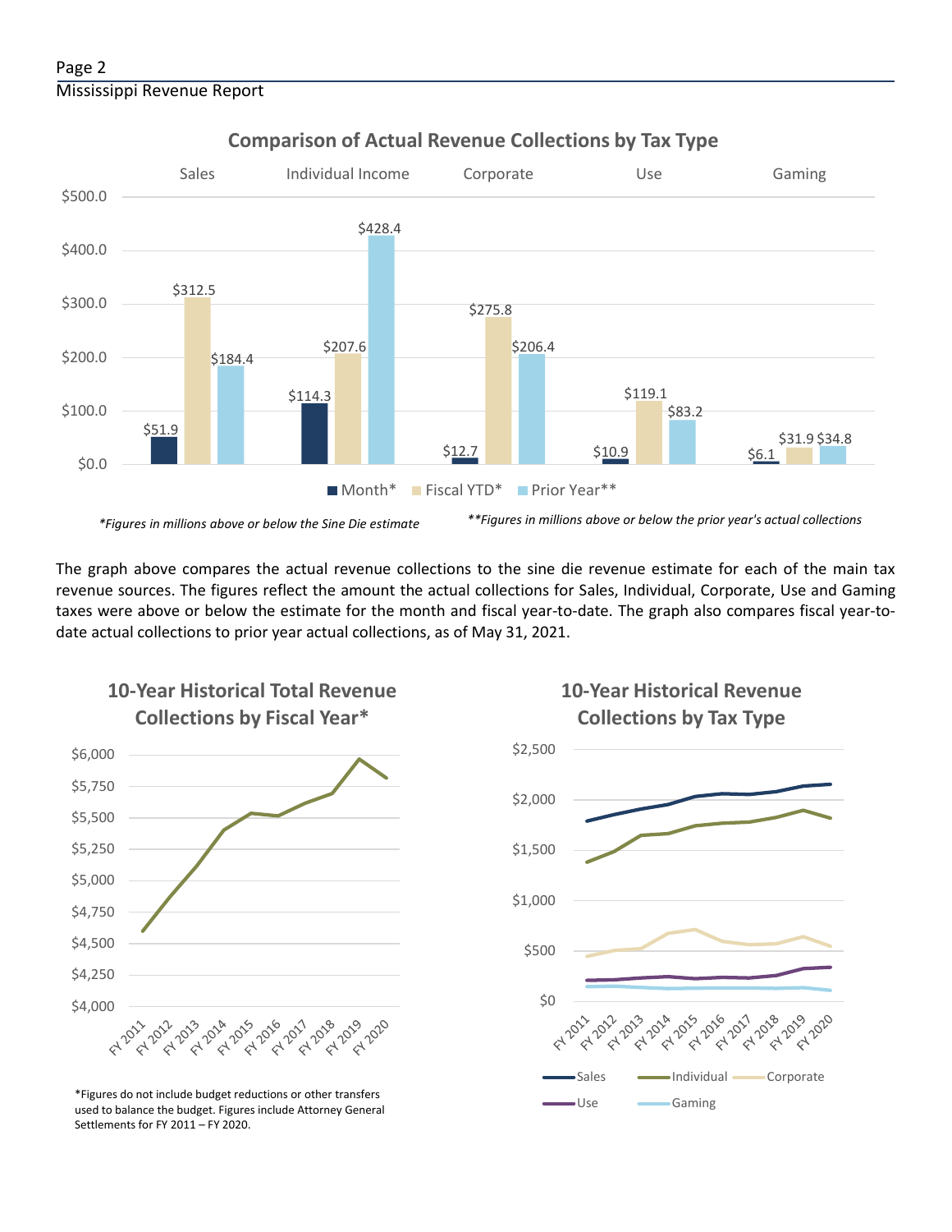## Comparison of Actual Revenue Collections by Tax Type

| | Sales | Individual Income | Corporate | Use | Gaming |
|---|---|---|---|---|---|
| Month* | $51.9 | $114.3 | $12.7 | $10.9 | $6.1 |
| Fiscal YTD* | $312.5 | $207.6 | $275.8 | $119.1 | $31.9 |
| Prior Year** | $184.4 | $428.4 | $206.4 | $83.2 | $34.8 |

*\*Figures in millions above or below the Sine Die estimate*

*\*\*Figures in millions above or below the prior year's actual collections*

The graph above compares the actual revenue collections to the sine die revenue estimate for each of the main tax revenue sources. The figures reflect the amount the actual collections for Sales, Individual, Corporate, Use and Gaming taxes were above or below the estimate for the month and fiscal year-to-date. The graph also compares fiscal year-to-date actual collections to prior year actual collections, as of May 31, 2021.

## 10-Year Historical Total Revenue Collections by Fiscal Year*

*Figures do not include budget reductions or other transfers used to balance the budget. Figures include Attorney General Settlements for FY 2011 – FY 2020.

## 10-Year Historical Revenue Collections by Tax Type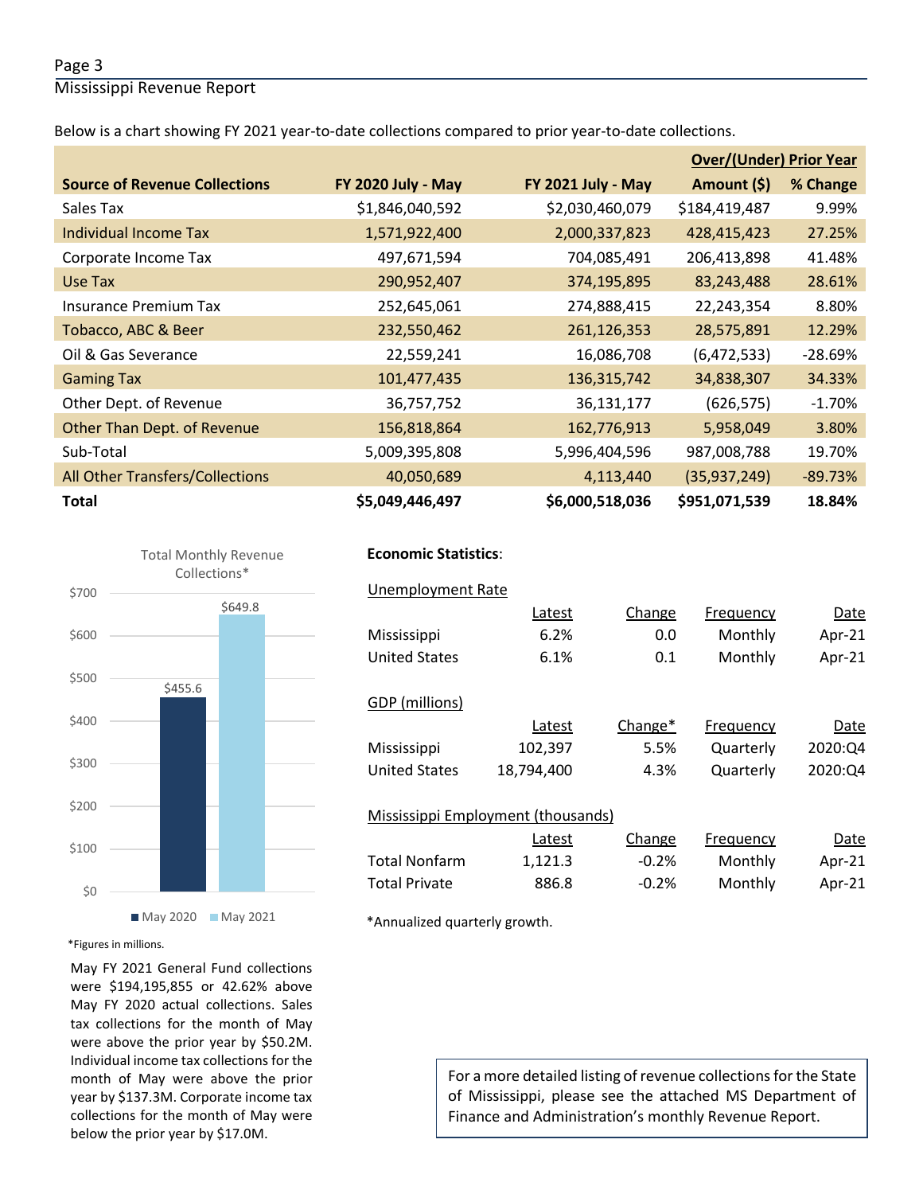Below is a chart showing FY 2021 year-to-date collections compared to prior year-to-date collections.

| Source of Revenue Collections | FY 2020 July - May | FY 2021 July - May | Over/(Under) Prior Year Amount ($) | % Change |
|---|---|---|---|---|
| Sales Tax | $1,846,040,592 | $2,030,460,079 | $184,419,487 | 9.99% |
| Individual Income Tax | 1,571,922,400 | 2,000,337,823 | 428,415,423 | 27.25% |
| Corporate Income Tax | 497,671,594 | 704,085,491 | 206,413,898 | 41.48% |
| Use Tax | 290,952,407 | 374,195,895 | 83,243,488 | 28.61% |
| Insurance Premium Tax | 252,645,061 | 274,888,415 | 22,243,354 | 8.80% |
| Tobacco, ABC & Beer | 232,550,462 | 261,126,353 | 28,575,891 | 12.29% |
| Oil & Gas Severance | 22,559,241 | 16,086,708 | (6,472,533) | -28.69% |
| Gaming Tax | 101,477,435 | 136,315,742 | 34,838,307 | 34.33% |
| Other Dept. of Revenue | 36,757,752 | 36,131,177 | (626,575) | -1.70% |
| Other Than Dept. of Revenue | 156,818,864 | 162,776,913 | 5,958,049 | 3.80% |
| Sub-Total | 5,009,395,808 | 5,996,404,596 | 987,008,788 | 19.70% |
| All Other Transfers/Collections | 40,050,689 | 4,113,440 | (35,937,249) | -89.73% |
| **Total** | **$5,049,446,497** | **$6,000,518,036** | **$951,071,539** | **18.84%** |

Total Monthly Revenue Collections*

| | May 2020 | May 2021 |
|---|---|---|
| Total | $455.6 | $649.8 |

*Figures in millions.

May FY 2021 General Fund collections were $194,195,855 or 42.62% above May FY 2020 actual collections. Sales tax collections for the month of May were above the prior year by $50.2M. Individual income tax collections for the month of May were above the prior year by $137.3M. Corporate income tax collections for the month of May were below the prior year by $17.0M.

**Economic Statistics**:

Unemployment Rate

| | Latest | Change | Frequency | Date |
|---|---|---|---|---|
| Mississippi | 6.2% | 0.0 | Monthly | Apr-21 |
| United States | 6.1% | 0.1 | Monthly | Apr-21 |

GDP (millions)

| | Latest | Change* | Frequency | Date |
|---|---|---|---|---|
| Mississippi | 102,397 | 5.5% | Quarterly | 2020:Q4 |
| United States | 18,794,400 | 4.3% | Quarterly | 2020:Q4 |

Mississippi Employment (thousands)

| | Latest | Change | Frequency | Date |
|---|---|---|---|---|
| Total Nonfarm | 1,121.3 | -0.2% | Monthly | Apr-21 |
| Total Private | 886.8 | -0.2% | Monthly | Apr-21 |

*Annualized quarterly growth.

For a more detailed listing of revenue collections for the State of Mississippi, please see the attached MS Department of Finance and Administration's monthly Revenue Report.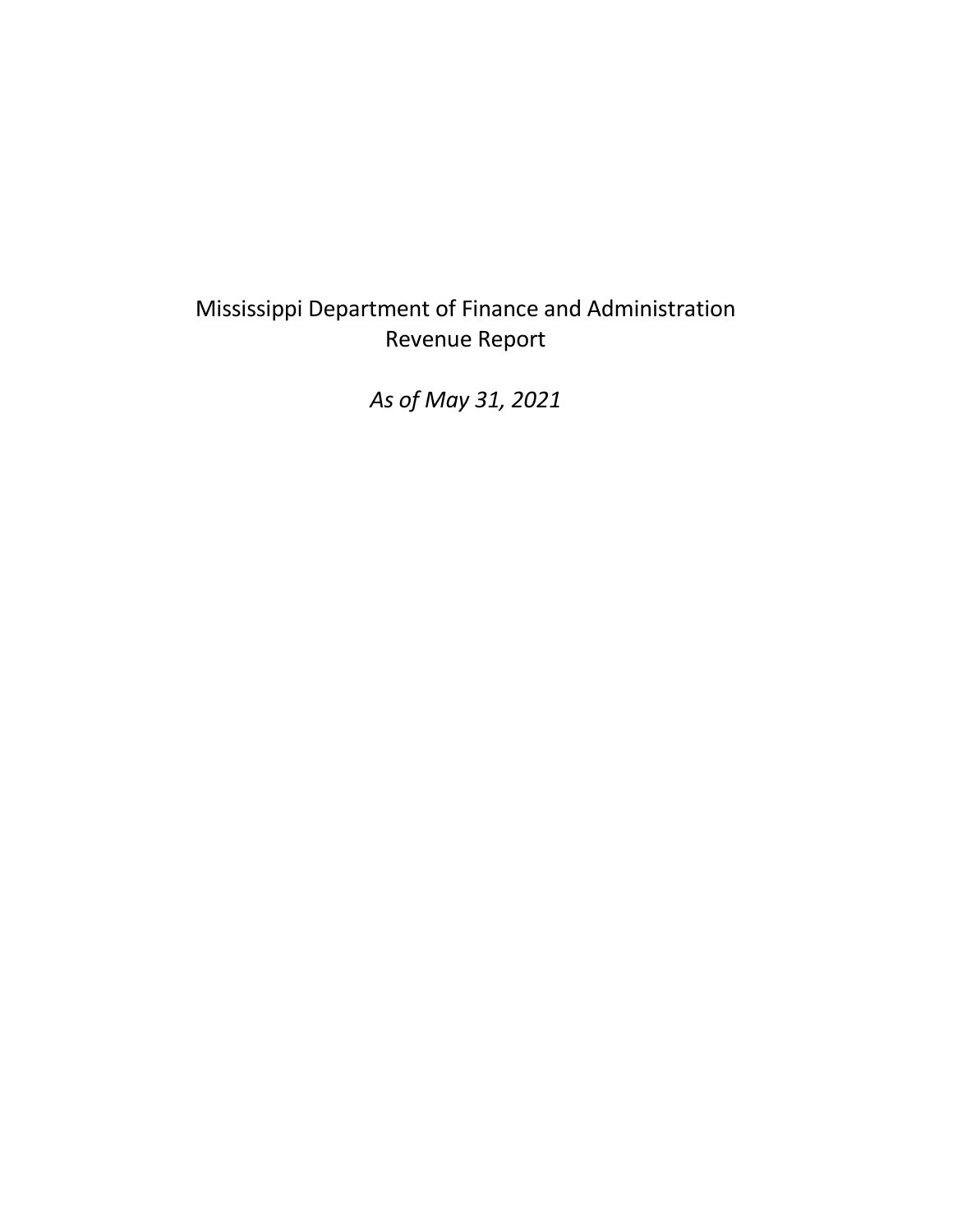# Mississippi Department of Finance and Administration
## Revenue Report

*As of May 31, 2021*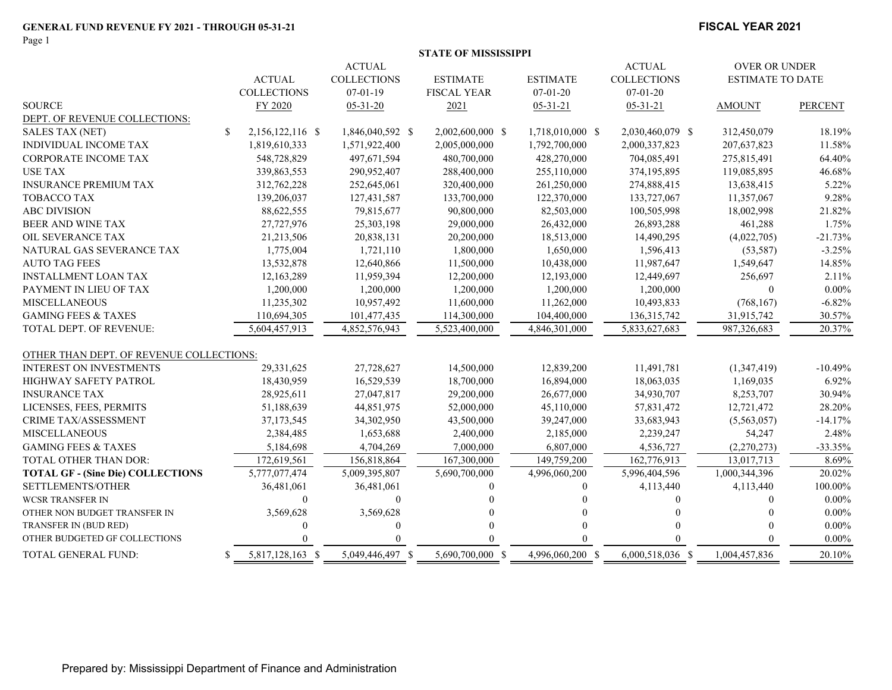**GENERAL FUND REVENUE FY 2021 - THROUGH 05-31-21**

**FISCAL YEAR 2021**

**STATE OF MISSISSIPPI**

| SOURCE | ACTUAL COLLECTIONS FY 2020 | ACTUAL COLLECTIONS 07-01-19 05-31-20 | ESTIMATE FISCAL YEAR 2021 | ESTIMATE 07-01-20 05-31-21 | ACTUAL COLLECTIONS 07-01-20 05-31-21 | OVER OR UNDER ESTIMATE TO DATE AMOUNT | PERCENT |
|---|---|---|---|---|---|---|---|
| DEPT. OF REVENUE COLLECTIONS: | | | | | | | |
| SALES TAX (NET) | $ 2,156,122,116 | $ 1,846,040,592 | $ 2,002,600,000 | $ 1,718,010,000 | $ 2,030,460,079 | $ 312,450,079 | 18.19% |
| INDIVIDUAL INCOME TAX | 1,819,610,333 | 1,571,922,400 | 2,005,000,000 | 1,792,700,000 | 2,000,337,823 | 207,637,823 | 11.58% |
| CORPORATE INCOME TAX | 548,728,829 | 497,671,594 | 480,700,000 | 428,270,000 | 704,085,491 | 275,815,491 | 64.40% |
| USE TAX | 339,863,553 | 290,952,407 | 288,400,000 | 255,110,000 | 374,195,895 | 119,085,895 | 46.68% |
| INSURANCE PREMIUM TAX | 312,762,228 | 252,645,061 | 320,400,000 | 261,250,000 | 274,888,415 | 13,638,415 | 5.22% |
| TOBACCO TAX | 139,206,037 | 127,431,587 | 133,700,000 | 122,370,000 | 133,727,067 | 11,357,067 | 9.28% |
| ABC DIVISION | 88,622,555 | 79,815,677 | 90,800,000 | 82,503,000 | 100,505,998 | 18,002,998 | 21.82% |
| BEER AND WINE TAX | 27,727,976 | 25,303,198 | 29,000,000 | 26,432,000 | 26,893,288 | 461,288 | 1.75% |
| OIL SEVERANCE TAX | 21,213,506 | 20,838,131 | 20,200,000 | 18,513,000 | 14,490,295 | (4,022,705) | -21.73% |
| NATURAL GAS SEVERANCE TAX | 1,775,004 | 1,721,110 | 1,800,000 | 1,650,000 | 1,596,413 | (53,587) | -3.25% |
| AUTO TAG FEES | 13,532,878 | 12,640,866 | 11,500,000 | 10,438,000 | 11,987,647 | 1,549,647 | 14.85% |
| INSTALLMENT LOAN TAX | 12,163,289 | 11,959,394 | 12,200,000 | 12,193,000 | 12,449,697 | 256,697 | 2.11% |
| PAYMENT IN LIEU OF TAX | 1,200,000 | 1,200,000 | 1,200,000 | 1,200,000 | 1,200,000 | 0 | 0.00% |
| MISCELLANEOUS | 11,235,302 | 10,957,492 | 11,600,000 | 11,262,000 | 10,493,833 | (768,167) | -6.82% |
| GAMING FEES & TAXES | 110,694,305 | 101,477,435 | 114,300,000 | 104,400,000 | 136,315,742 | 31,915,742 | 30.57% |
| TOTAL DEPT. OF REVENUE: | 5,604,457,913 | 4,852,576,943 | 5,523,400,000 | 4,846,301,000 | 5,833,627,683 | 987,326,683 | 20.37% |
| OTHER THAN DEPT. OF REVENUE COLLECTIONS: | | | | | | | |
| INTEREST ON INVESTMENTS | 29,331,625 | 27,728,627 | 14,500,000 | 12,839,200 | 11,491,781 | (1,347,419) | -10.49% |
| HIGHWAY SAFETY PATROL | 18,430,959 | 16,529,539 | 18,700,000 | 16,894,000 | 18,063,035 | 1,169,035 | 6.92% |
| INSURANCE TAX | 28,925,611 | 27,047,817 | 29,200,000 | 26,677,000 | 34,930,707 | 8,253,707 | 30.94% |
| LICENSES, FEES, PERMITS | 51,188,639 | 44,851,975 | 52,000,000 | 45,110,000 | 57,831,472 | 12,721,472 | 28.20% |
| CRIME TAX/ASSESSMENT | 37,173,545 | 34,302,950 | 43,500,000 | 39,247,000 | 33,683,943 | (5,563,057) | -14.17% |
| MISCELLANEOUS | 2,384,485 | 1,653,688 | 2,400,000 | 2,185,000 | 2,239,247 | 54,247 | 2.48% |
| GAMING FEES & TAXES | 5,184,698 | 4,704,269 | 7,000,000 | 6,807,000 | 4,536,727 | (2,270,273) | -33.35% |
| TOTAL OTHER THAN DOR: | 172,619,561 | 156,818,864 | 167,300,000 | 149,759,200 | 162,776,913 | 13,017,713 | 8.69% |
| **TOTAL GF - (Sine Die) COLLECTIONS** | 5,777,077,474 | 5,009,395,807 | 5,690,700,000 | 4,996,060,200 | 5,996,404,596 | 1,000,344,396 | 20.02% |
| SETTLEMENTS/OTHER | 36,481,061 | 36,481,061 | 0 | 0 | 4,113,440 | 4,113,440 | 100.00% |
| WCSR TRANSFER IN | 0 | 0 | 0 | 0 | 0 | 0 | 0.00% |
| OTHER NON BUDGET TRANSFER IN | 3,569,628 | 3,569,628 | 0 | 0 | 0 | 0 | 0.00% |
| TRANSFER IN (BUD RED) | 0 | 0 | 0 | 0 | 0 | 0 | 0.00% |
| OTHER BUDGETED GF COLLECTIONS | 0 | 0 | 0 | 0 | 0 | 0 | 0.00% |
| TOTAL GENERAL FUND: | $ 5,817,128,163 | $ 5,049,446,497 | $ 5,690,700,000 | $ 4,996,060,200 | $ 6,000,518,036 | $ 1,004,457,836 | 20.10% |

Prepared by: Mississippi Department of Finance and Administration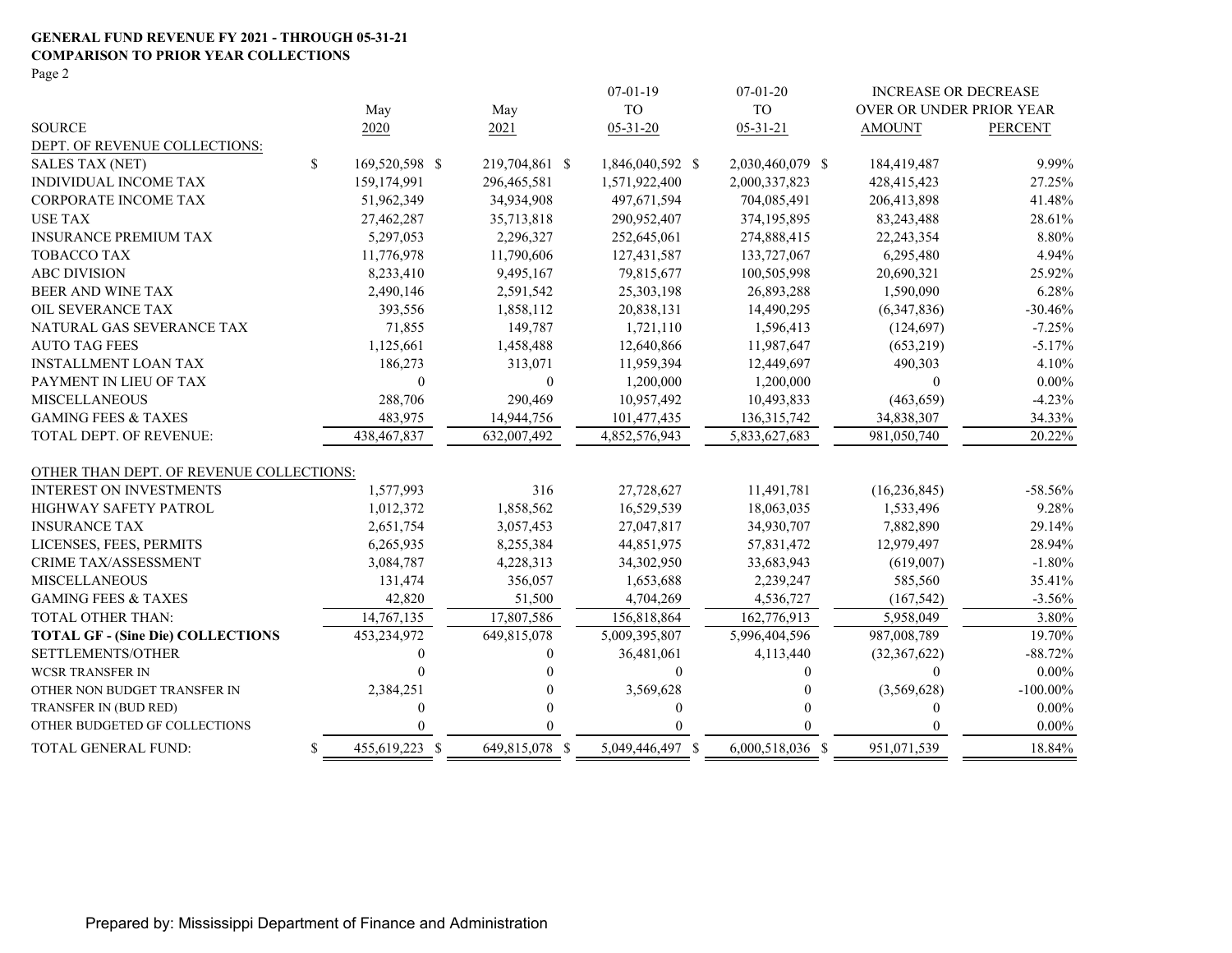**GENERAL FUND REVENUE FY 2021 - THROUGH 05-31-21**
**COMPARISON TO PRIOR YEAR COLLECTIONS**
Page 2

| SOURCE | May 2020 | May 2021 | 07-01-19 TO 05-31-20 | 07-01-20 TO 05-31-21 | INCREASE OR DECREASE OVER OR UNDER PRIOR YEAR AMOUNT | PERCENT |
|---|---|---|---|---|---|---|
| DEPT. OF REVENUE COLLECTIONS: | | | | | | |
| SALES TAX (NET) | $ 169,520,598 | $ 219,704,861 | $ 1,846,040,592 | $ 2,030,460,079 | $ 184,419,487 | 9.99% |
| INDIVIDUAL INCOME TAX | 159,174,991 | 296,465,581 | 1,571,922,400 | 2,000,337,823 | 428,415,423 | 27.25% |
| CORPORATE INCOME TAX | 51,962,349 | 34,934,908 | 497,671,594 | 704,085,491 | 206,413,898 | 41.48% |
| USE TAX | 27,462,287 | 35,713,818 | 290,952,407 | 374,195,895 | 83,243,488 | 28.61% |
| INSURANCE PREMIUM TAX | 5,297,053 | 2,296,327 | 252,645,061 | 274,888,415 | 22,243,354 | 8.80% |
| TOBACCO TAX | 11,776,978 | 11,790,606 | 127,431,587 | 133,727,067 | 6,295,480 | 4.94% |
| ABC DIVISION | 8,233,410 | 9,495,167 | 79,815,677 | 100,505,998 | 20,690,321 | 25.92% |
| BEER AND WINE TAX | 2,490,146 | 2,591,542 | 25,303,198 | 26,893,288 | 1,590,090 | 6.28% |
| OIL SEVERANCE TAX | 393,556 | 1,858,112 | 20,838,131 | 14,490,295 | (6,347,836) | -30.46% |
| NATURAL GAS SEVERANCE TAX | 71,855 | 149,787 | 1,721,110 | 1,596,413 | (124,697) | -7.25% |
| AUTO TAG FEES | 1,125,661 | 1,458,488 | 12,640,866 | 11,987,647 | (653,219) | -5.17% |
| INSTALLMENT LOAN TAX | 186,273 | 313,071 | 11,959,394 | 12,449,697 | 490,303 | 4.10% |
| PAYMENT IN LIEU OF TAX | 0 | 0 | 1,200,000 | 1,200,000 | 0 | 0.00% |
| MISCELLANEOUS | 288,706 | 290,469 | 10,957,492 | 10,493,833 | (463,659) | -4.23% |
| GAMING FEES & TAXES | 483,975 | 14,944,756 | 101,477,435 | 136,315,742 | 34,838,307 | 34.33% |
| TOTAL DEPT. OF REVENUE: | 438,467,837 | 632,007,492 | 4,852,576,943 | 5,833,627,683 | 981,050,740 | 20.22% |
| OTHER THAN DEPT. OF REVENUE COLLECTIONS: | | | | | | |
| INTEREST ON INVESTMENTS | 1,577,993 | 316 | 27,728,627 | 11,491,781 | (16,236,845) | -58.56% |
| HIGHWAY SAFETY PATROL | 1,012,372 | 1,858,562 | 16,529,539 | 18,063,035 | 1,533,496 | 9.28% |
| INSURANCE TAX | 2,651,754 | 3,057,453 | 27,047,817 | 34,930,707 | 7,882,890 | 29.14% |
| LICENSES, FEES, PERMITS | 6,265,935 | 8,255,384 | 44,851,975 | 57,831,472 | 12,979,497 | 28.94% |
| CRIME TAX/ASSESSMENT | 3,084,787 | 4,228,313 | 34,302,950 | 33,683,943 | (619,007) | -1.80% |
| MISCELLANEOUS | 131,474 | 356,057 | 1,653,688 | 2,239,247 | 585,560 | 35.41% |
| GAMING FEES & TAXES | 42,820 | 51,500 | 4,704,269 | 4,536,727 | (167,542) | -3.56% |
| TOTAL OTHER THAN: | 14,767,135 | 17,807,586 | 156,818,864 | 162,776,913 | 5,958,049 | 3.80% |
| **TOTAL GF - (Sine Die) COLLECTIONS** | 453,234,972 | 649,815,078 | 5,009,395,807 | 5,996,404,596 | 987,008,789 | 19.70% |
| SETTLEMENTS/OTHER | 0 | 0 | 36,481,061 | 4,113,440 | (32,367,622) | -88.72% |
| WCSR TRANSFER IN | 0 | 0 | 0 | 0 | 0 | 0.00% |
| OTHER NON BUDGET TRANSFER IN | 2,384,251 | 0 | 3,569,628 | 0 | (3,569,628) | -100.00% |
| TRANSFER IN (BUD RED) | 0 | 0 | 0 | 0 | 0 | 0.00% |
| OTHER BUDGETED GF COLLECTIONS | 0 | 0 | 0 | 0 | 0 | 0.00% |
| TOTAL GENERAL FUND: | $ 455,619,223 | $ 649,815,078 | $ 5,049,446,497 | $ 6,000,518,036 | $ 951,071,539 | 18.84% |

Prepared by: Mississippi Department of Finance and Administration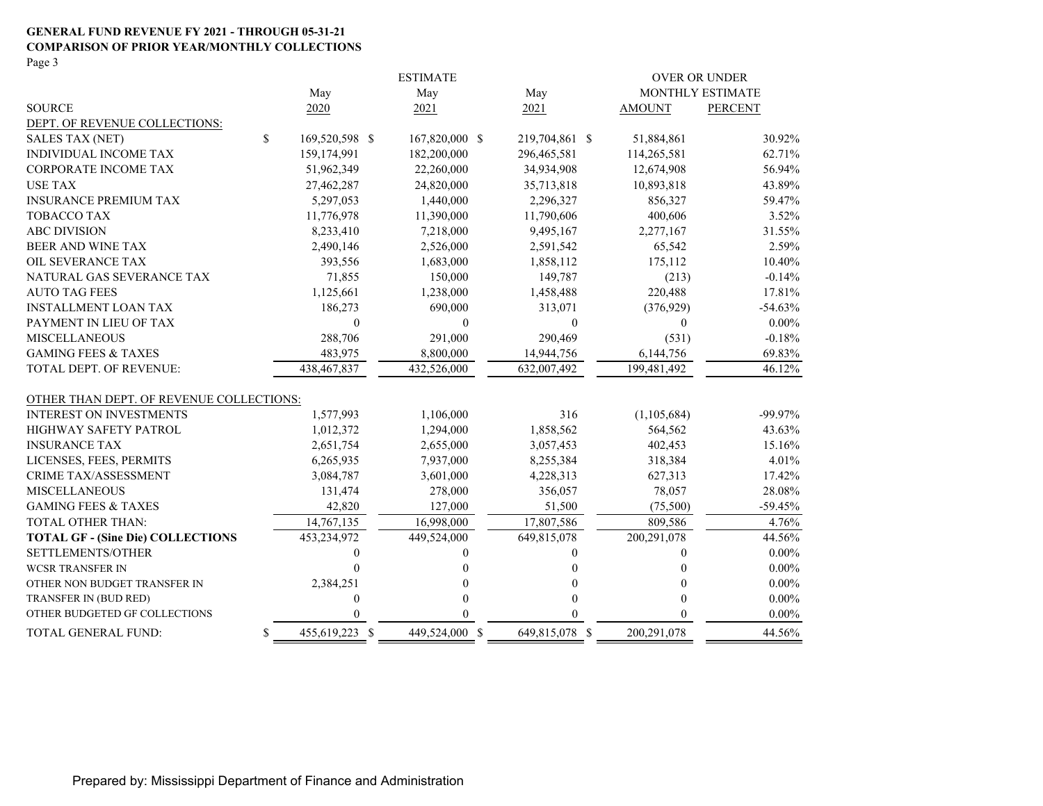**GENERAL FUND REVENUE FY 2021 - THROUGH 05-31-21**
**COMPARISON OF PRIOR YEAR/MONTHLY COLLECTIONS**
Page 3

| SOURCE | May 2020 | ESTIMATE May 2021 | May 2021 | OVER OR UNDER MONTHLY ESTIMATE AMOUNT | PERCENT |
|---|---|---|---|---|---|
| DEPT. OF REVENUE COLLECTIONS: | | | | | |
| SALES TAX (NET) | $ 169,520,598 | $ 167,820,000 | $ 219,704,861 | $ 51,884,861 | 30.92% |
| INDIVIDUAL INCOME TAX | 159,174,991 | 182,200,000 | 296,465,581 | 114,265,581 | 62.71% |
| CORPORATE INCOME TAX | 51,962,349 | 22,260,000 | 34,934,908 | 12,674,908 | 56.94% |
| USE TAX | 27,462,287 | 24,820,000 | 35,713,818 | 10,893,818 | 43.89% |
| INSURANCE PREMIUM TAX | 5,297,053 | 1,440,000 | 2,296,327 | 856,327 | 59.47% |
| TOBACCO TAX | 11,776,978 | 11,390,000 | 11,790,606 | 400,606 | 3.52% |
| ABC DIVISION | 8,233,410 | 7,218,000 | 9,495,167 | 2,277,167 | 31.55% |
| BEER AND WINE TAX | 2,490,146 | 2,526,000 | 2,591,542 | 65,542 | 2.59% |
| OIL SEVERANCE TAX | 393,556 | 1,683,000 | 1,858,112 | 175,112 | 10.40% |
| NATURAL GAS SEVERANCE TAX | 71,855 | 150,000 | 149,787 | (213) | -0.14% |
| AUTO TAG FEES | 1,125,661 | 1,238,000 | 1,458,488 | 220,488 | 17.81% |
| INSTALLMENT LOAN TAX | 186,273 | 690,000 | 313,071 | (376,929) | -54.63% |
| PAYMENT IN LIEU OF TAX | 0 | 0 | 0 | 0 | 0.00% |
| MISCELLANEOUS | 288,706 | 291,000 | 290,469 | (531) | -0.18% |
| GAMING FEES & TAXES | 483,975 | 8,800,000 | 14,944,756 | 6,144,756 | 69.83% |
| TOTAL DEPT. OF REVENUE: | 438,467,837 | 432,526,000 | 632,007,492 | 199,481,492 | 46.12% |
| OTHER THAN DEPT. OF REVENUE COLLECTIONS: | | | | | |
| INTEREST ON INVESTMENTS | 1,577,993 | 1,106,000 | 316 | (1,105,684) | -99.97% |
| HIGHWAY SAFETY PATROL | 1,012,372 | 1,294,000 | 1,858,562 | 564,562 | 43.63% |
| INSURANCE TAX | 2,651,754 | 2,655,000 | 3,057,453 | 402,453 | 15.16% |
| LICENSES, FEES, PERMITS | 6,265,935 | 7,937,000 | 8,255,384 | 318,384 | 4.01% |
| CRIME TAX/ASSESSMENT | 3,084,787 | 3,601,000 | 4,228,313 | 627,313 | 17.42% |
| MISCELLANEOUS | 131,474 | 278,000 | 356,057 | 78,057 | 28.08% |
| GAMING FEES & TAXES | 42,820 | 127,000 | 51,500 | (75,500) | -59.45% |
| TOTAL OTHER THAN: | 14,767,135 | 16,998,000 | 17,807,586 | 809,586 | 4.76% |
| **TOTAL GF - (Sine Die) COLLECTIONS** | 453,234,972 | 449,524,000 | 649,815,078 | 200,291,078 | 44.56% |
| SETTLEMENTS/OTHER | 0 | 0 | 0 | 0 | 0.00% |
| WCSR TRANSFER IN | 0 | 0 | 0 | 0 | 0.00% |
| OTHER NON BUDGET TRANSFER IN | 2,384,251 | 0 | 0 | 0 | 0.00% |
| TRANSFER IN (BUD RED) | 0 | 0 | 0 | 0 | 0.00% |
| OTHER BUDGETED GF COLLECTIONS | 0 | 0 | 0 | 0 | 0.00% |
| TOTAL GENERAL FUND: | $ 455,619,223 | $ 449,524,000 | $ 649,815,078 | $ 200,291,078 | 44.56% |

Prepared by: Mississippi Department of Finance and Administration